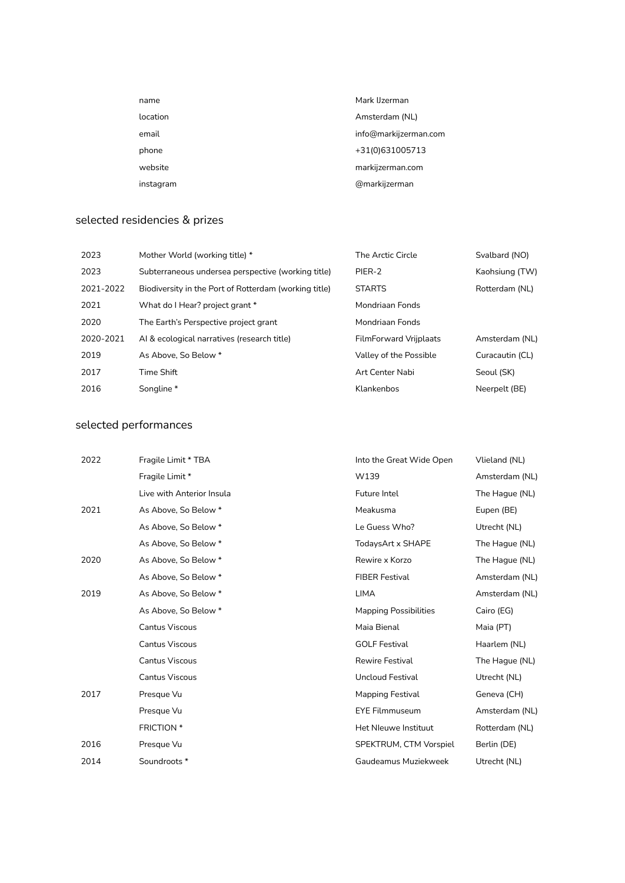| | |
|---|---|
| name | Mark IJzerman |
| location | Amsterdam (NL) |
| email | info@markijzerman.com |
| phone | +31(0)631005713 |
| website | markijzerman.com |
| instagram | @markijzerman |

## selected residencies & prizes

| | | | |
|---|---|---|---|
| 2023 | Mother World (working title) * | The Arctic Circle | Svalbard (NO) |
| 2023 | Subterraneous undersea perspective (working title) | PIER-2 | Kaohsiung (TW) |
| 2021-2022 | Biodiversity in the Port of Rotterdam (working title) | STARTS | Rotterdam (NL) |
| 2021 | What do I Hear? project grant * | Mondriaan Fonds | |
| 2020 | The Earth's Perspective project grant | Mondriaan Fonds | |
| 2020-2021 | AI & ecological narratives (research title) | FilmForward Vrijplaats | Amsterdam (NL) |
| 2019 | As Above, So Below * | Valley of the Possible | Curacautin (CL) |
| 2017 | Time Shift | Art Center Nabi | Seoul (SK) |
| 2016 | Songline * | Klankenbos | Neerpelt (BE) |

## selected performances

| | | | |
|---|---|---|---|
| 2022 | Fragile Limit * TBA | Into the Great Wide Open | Vlieland (NL) |
| | Fragile Limit * | W139 | Amsterdam (NL) |
| | Live with Anterior Insula | Future Intel | The Hague (NL) |
| 2021 | As Above, So Below * | Meakusma | Eupen (BE) |
| | As Above, So Below * | Le Guess Who? | Utrecht (NL) |
| | As Above, So Below * | TodaysArt x SHAPE | The Hague (NL) |
| 2020 | As Above, So Below * | Rewire x Korzo | The Hague (NL) |
| | As Above, So Below * | FIBER Festival | Amsterdam (NL) |
| 2019 | As Above, So Below * | LIMA | Amsterdam (NL) |
| | As Above, So Below * | Mapping Possibilities | Cairo (EG) |
| | Cantus Viscous | Maia Bienal | Maia (PT) |
| | Cantus Viscous | GOLF Festival | Haarlem (NL) |
| | Cantus Viscous | Rewire Festival | The Hague (NL) |
| | Cantus Viscous | Uncloud Festival | Utrecht (NL) |
| 2017 | Presque Vu | Mapping Festival | Geneva (CH) |
| | Presque Vu | EYE Filmmuseum | Amsterdam (NL) |
| | FRICTION * | Het NIeuwe Instituut | Rotterdam (NL) |
| 2016 | Presque Vu | SPEKTRUM, CTM Vorspiel | Berlin (DE) |
| 2014 | Soundroots * | Gaudeamus Muziekweek | Utrecht (NL) |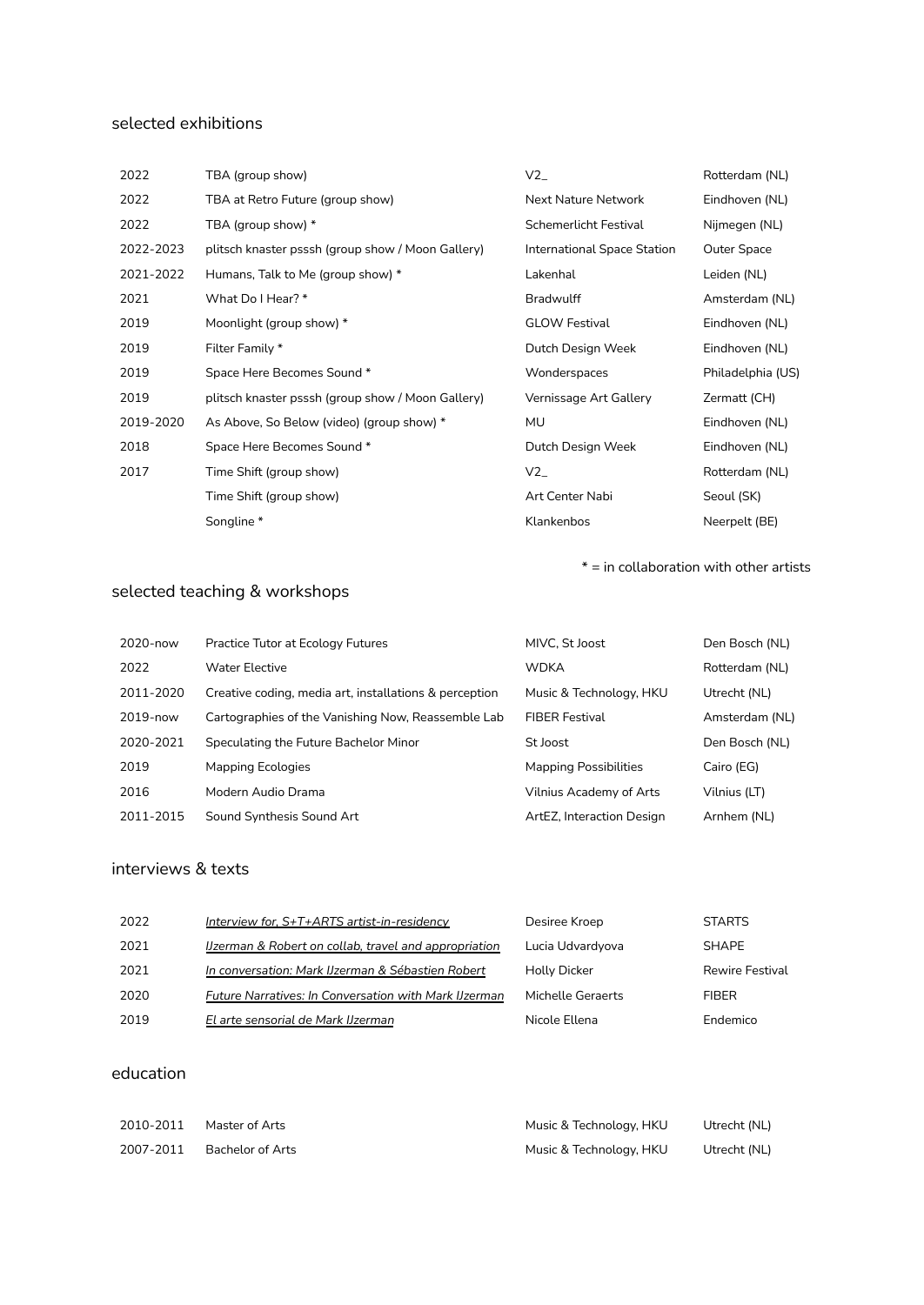## selected exhibitions

| | | | |
|---|---|---|---|
| 2022 | TBA (group show) | V2_ | Rotterdam (NL) |
| 2022 | TBA at Retro Future (group show) | Next Nature Network | Eindhoven (NL) |
| 2022 | TBA (group show) * | Schemerlicht Festival | Nijmegen (NL) |
| 2022-2023 | plitsch knaster psssh (group show / Moon Gallery) | International Space Station | Outer Space |
| 2021-2022 | Humans, Talk to Me (group show) * | Lakenhal | Leiden (NL) |
| 2021 | What Do I Hear? * | Bradwulff | Amsterdam (NL) |
| 2019 | Moonlight (group show) * | GLOW Festival | Eindhoven (NL) |
| 2019 | Filter Family * | Dutch Design Week | Eindhoven (NL) |
| 2019 | Space Here Becomes Sound * | Wonderspaces | Philadelphia (US) |
| 2019 | plitsch knaster psssh (group show / Moon Gallery) | Vernissage Art Gallery | Zermatt (CH) |
| 2019-2020 | As Above, So Below (video) (group show) * | MU | Eindhoven (NL) |
| 2018 | Space Here Becomes Sound * | Dutch Design Week | Eindhoven (NL) |
| 2017 | Time Shift (group show) | V2_ | Rotterdam (NL) |
| | Time Shift (group show) | Art Center Nabi | Seoul (SK) |
| | Songline * | Klankenbos | Neerpelt (BE) |

* = in collaboration with other artists

## selected teaching & workshops

| | | | |
|---|---|---|---|
| 2020-now | Practice Tutor at Ecology Futures | MIVC, St Joost | Den Bosch (NL) |
| 2022 | Water Elective | WDKA | Rotterdam (NL) |
| 2011-2020 | Creative coding, media art, installations & perception | Music & Technology, HKU | Utrecht (NL) |
| 2019-now | Cartographies of the Vanishing Now, Reassemble Lab | FIBER Festival | Amsterdam (NL) |
| 2020-2021 | Speculating the Future Bachelor Minor | St Joost | Den Bosch (NL) |
| 2019 | Mapping Ecologies | Mapping Possibilities | Cairo (EG) |
| 2016 | Modern Audio Drama | Vilnius Academy of Arts | Vilnius (LT) |
| 2011-2015 | Sound Synthesis Sound Art | ArtEZ, Interaction Design | Arnhem (NL) |

## interviews & texts

| | | | |
|---|---|---|---|
| 2022 | *Interview for, S+T+ARTS artist-in-residency* | Desiree Kroep | STARTS |
| 2021 | *IJzerman & Robert on collab, travel and appropriation* | Lucia Udvardyova | SHAPE |
| 2021 | *In conversation: Mark IJzerman & Sébastien Robert* | Holly Dicker | Rewire Festival |
| 2020 | *Future Narratives: In Conversation with Mark IJzerman* | Michelle Geraerts | FIBER |
| 2019 | *El arte sensorial de Mark IJzerman* | Nicole Ellena | Endemico |

## education

| | | | |
|---|---|---|---|
| 2010-2011 | Master of Arts | Music & Technology, HKU | Utrecht (NL) |
| 2007-2011 | Bachelor of Arts | Music & Technology, HKU | Utrecht (NL) |